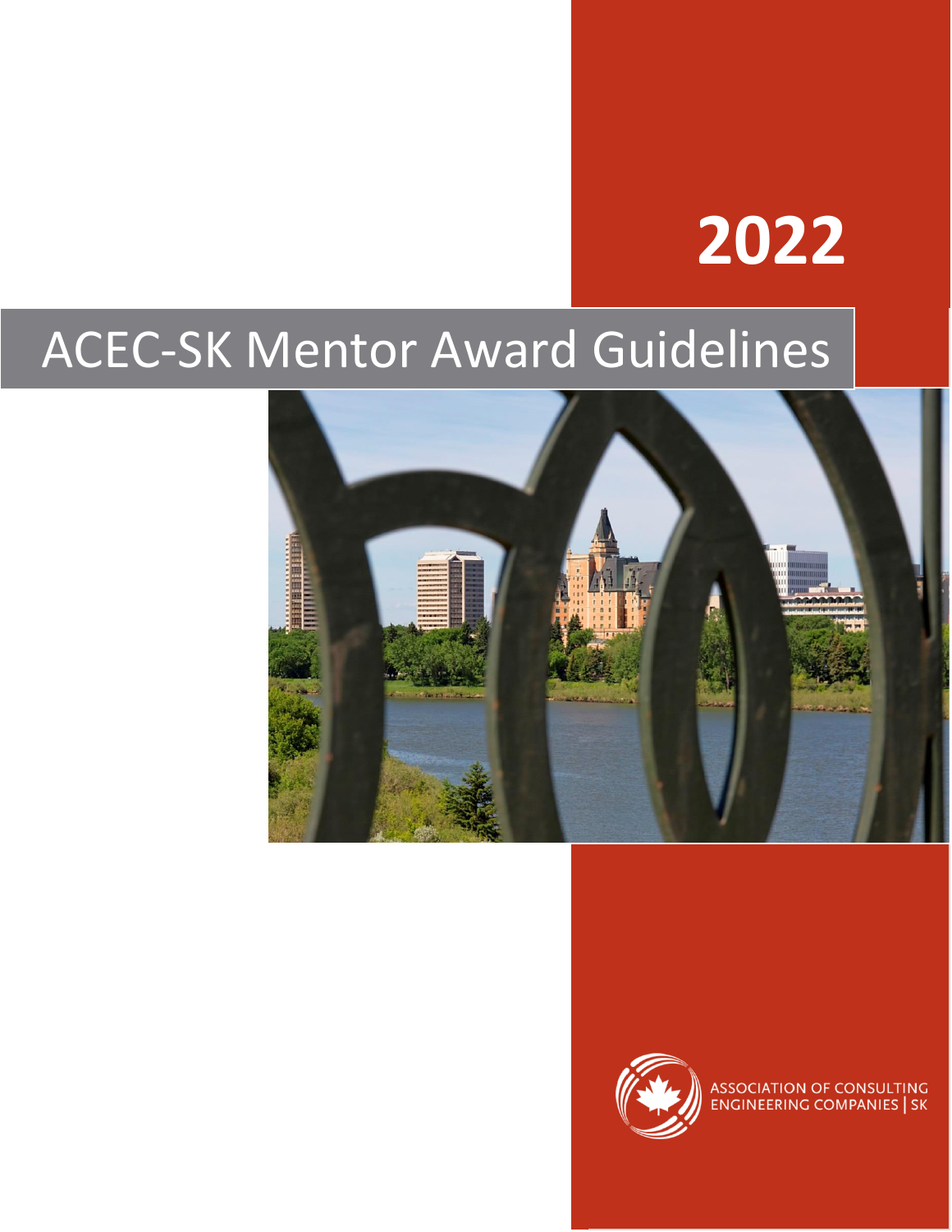# 2022

# ACEC-SK Mentor Award Guidelines

ASSOCIATION OF CONSULTING ENGINEERING COMPANIES | SK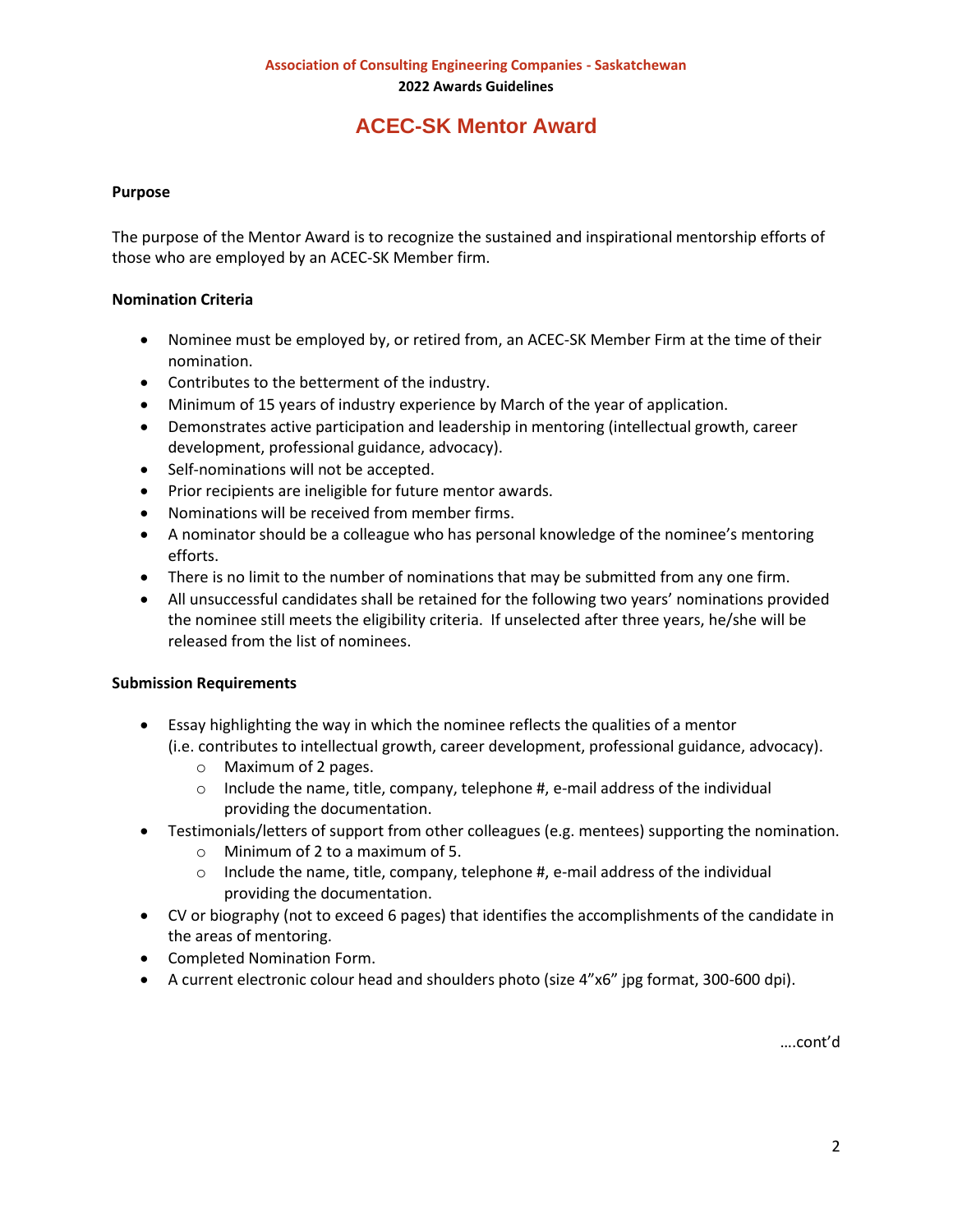Association of Consulting Engineering Companies - Saskatchewan

**2022 Awards Guidelines**

# ACEC-SK Mentor Award

**Purpose**

The purpose of the Mentor Award is to recognize the sustained and inspirational mentorship efforts of those who are employed by an ACEC-SK Member firm.

**Nomination Criteria**

- Nominee must be employed by, or retired from, an ACEC-SK Member Firm at the time of their nomination.
- Contributes to the betterment of the industry.
- Minimum of 15 years of industry experience by March of the year of application.
- Demonstrates active participation and leadership in mentoring (intellectual growth, career development, professional guidance, advocacy).
- Self-nominations will not be accepted.
- Prior recipients are ineligible for future mentor awards.
- Nominations will be received from member firms.
- A nominator should be a colleague who has personal knowledge of the nominee's mentoring efforts.
- There is no limit to the number of nominations that may be submitted from any one firm.
- All unsuccessful candidates shall be retained for the following two years' nominations provided the nominee still meets the eligibility criteria. If unselected after three years, he/she will be released from the list of nominees.

**Submission Requirements**

- Essay highlighting the way in which the nominee reflects the qualities of a mentor (i.e. contributes to intellectual growth, career development, professional guidance, advocacy).
  - Maximum of 2 pages.
  - Include the name, title, company, telephone #, e-mail address of the individual providing the documentation.
- Testimonials/letters of support from other colleagues (e.g. mentees) supporting the nomination.
  - Minimum of 2 to a maximum of 5.
  - Include the name, title, company, telephone #, e-mail address of the individual providing the documentation.
- CV or biography (not to exceed 6 pages) that identifies the accomplishments of the candidate in the areas of mentoring.
- Completed Nomination Form.
- A current electronic colour head and shoulders photo (size 4"x6" jpg format, 300-600 dpi).

….cont'd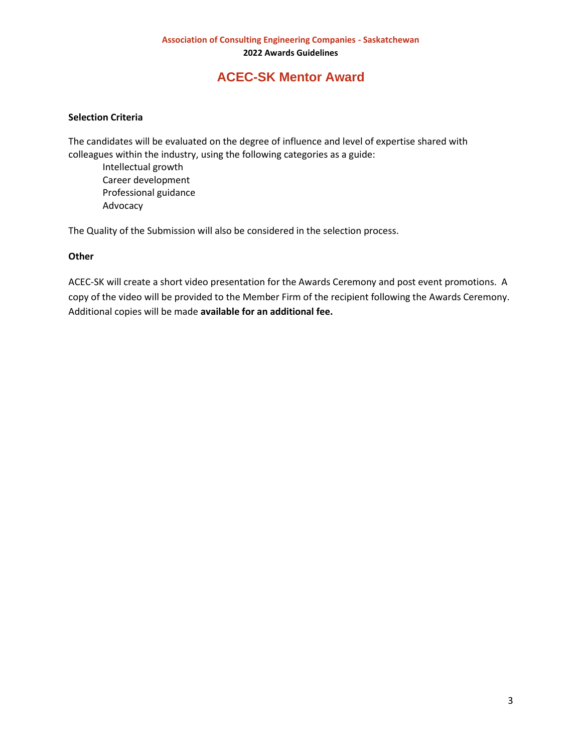## ACEC-SK Mentor Award

**Selection Criteria**

The candidates will be evaluated on the degree of influence and level of expertise shared with colleagues within the industry, using the following categories as a guide:

- Intellectual growth
- Career development
- Professional guidance
- Advocacy

The Quality of the Submission will also be considered in the selection process.

**Other**

ACEC-SK will create a short video presentation for the Awards Ceremony and post event promotions. A copy of the video will be provided to the Member Firm of the recipient following the Awards Ceremony. Additional copies will be made **available for an additional fee.**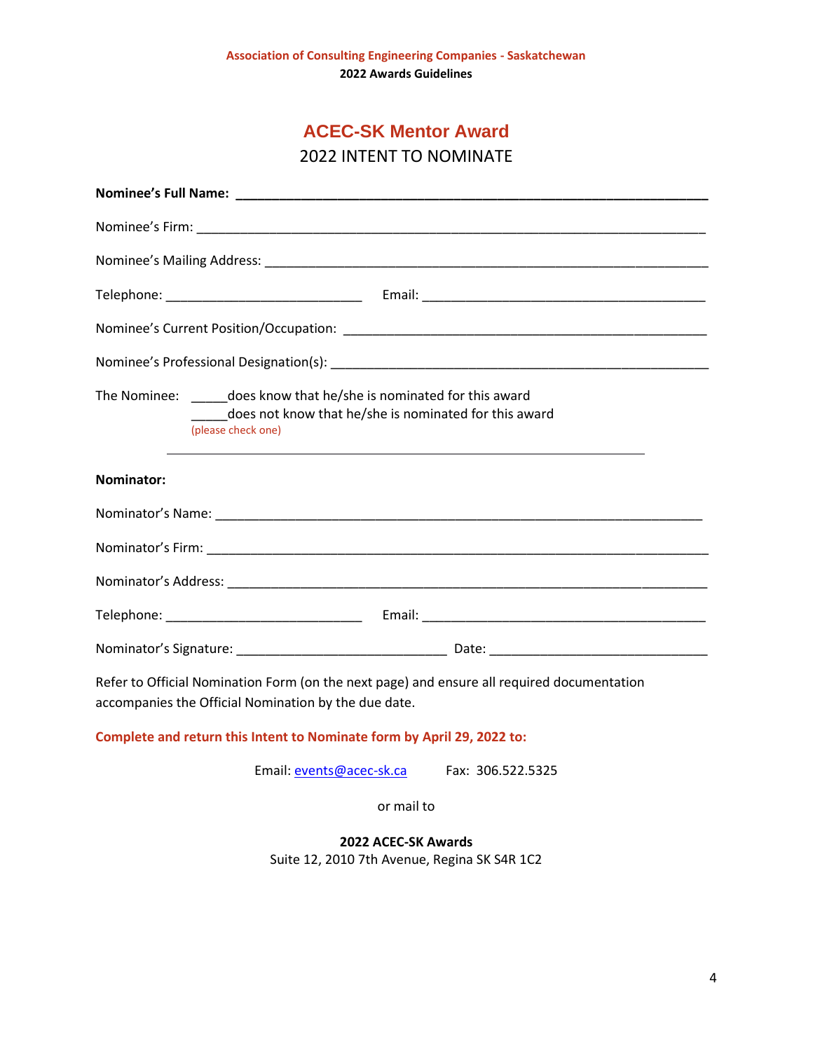# ACEC-SK Mentor Award

## 2022 INTENT TO NOMINATE

**Nominee's Full Name: ___________________________________________________________**

Nominee's Firm: ___________________________________________________________________

Nominee's Mailing Address: _________________________________________________________

Telephone: ___________________________ Email: _______________________________________

Nominee's Current Position/Occupation: _______________________________________________

Nominee's Professional Designation(s): _______________________________________________

The Nominee: _____does know that he/she is nominated for this award
_____does not know that he/she is nominated for this award
(please check one)

---

**Nominator:**

Nominator's Name: _________________________________________________________________

Nominator's Firm: __________________________________________________________________

Nominator's Address: _______________________________________________________________

Telephone: ___________________________ Email: _______________________________________

Nominator's Signature: _____________________________ Date: ______________________________

Refer to Official Nomination Form (on the next page) and ensure all required documentation accompanies the Official Nomination by the due date.

**Complete and return this Intent to Nominate form by April 29, 2022 to:**

Email: events@acec-sk.ca Fax: 306.522.5325

or mail to

**2022 ACEC-SK Awards**
Suite 12, 2010 7th Avenue, Regina SK S4R 1C2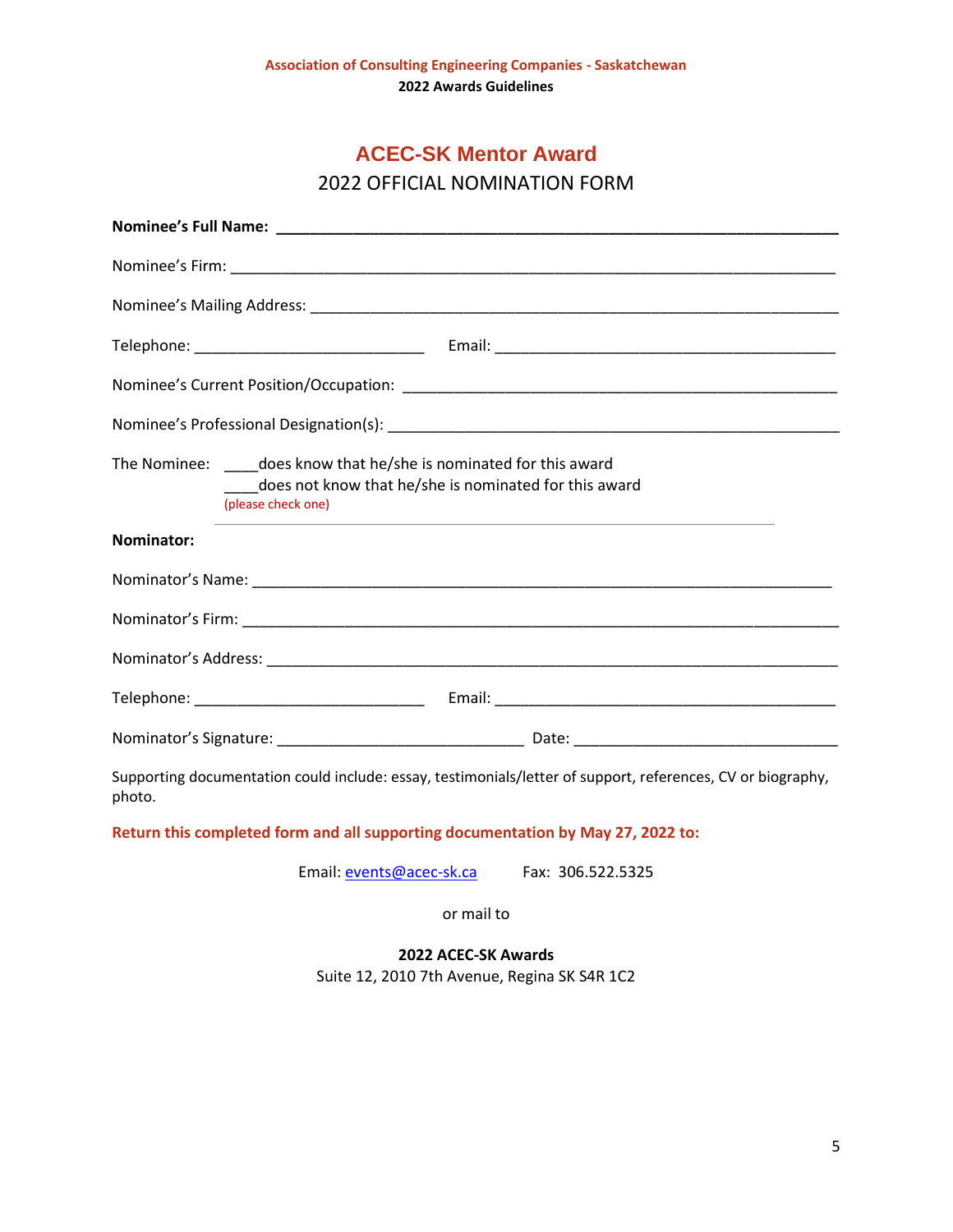# ACEC-SK Mentor Award

## 2022 OFFICIAL NOMINATION FORM

**Nominee's Full Name:** ______________________________________________________________

Nominee's Firm: ______________________________________________________________

Nominee's Mailing Address: ______________________________________________________

Telephone: __________________________ Email: ______________________________________

Nominee's Current Position/Occupation: ____________________________________________

Nominee's Professional Designation(s): ____________________________________________

The Nominee: ____does know that he/she is nominated for this award
____does not know that he/she is nominated for this award
(please check one)

**Nominator:**

Nominator's Name: ______________________________________________________________

Nominator's Firm: ______________________________________________________________

Nominator's Address: ____________________________________________________________

Telephone: __________________________ Email: ______________________________________

Nominator's Signature: ____________________________ Date: ______________________________

Supporting documentation could include: essay, testimonials/letter of support, references, CV or biography, photo.

**Return this completed form and all supporting documentation by May 27, 2022 to:**

Email: events@acec-sk.ca Fax: 306.522.5325

or mail to

**2022 ACEC-SK Awards**
Suite 12, 2010 7th Avenue, Regina SK S4R 1C2